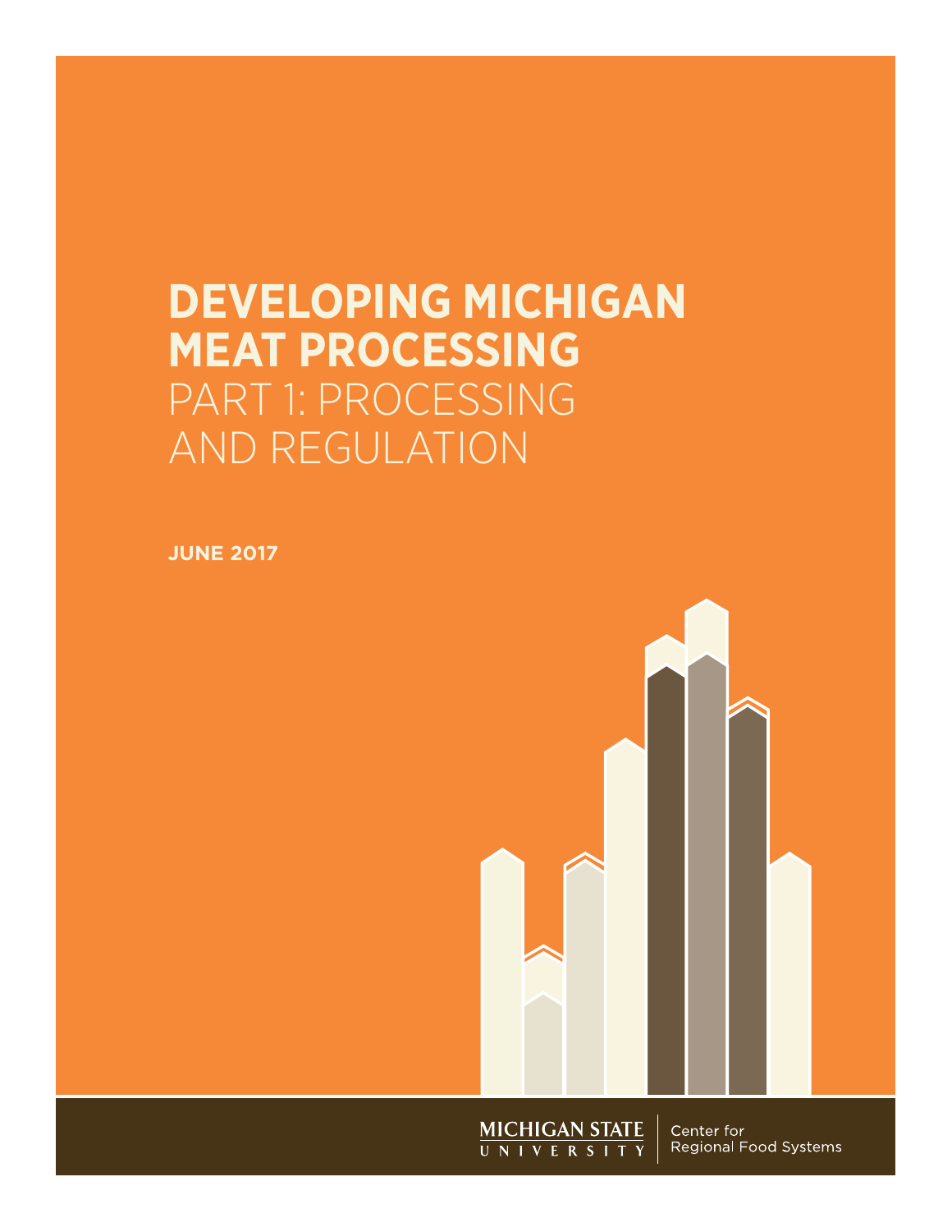# DEVELOPING MICHIGAN MEAT PROCESSING

## PART 1: PROCESSING AND REGULATION

**JUNE 2017**

MICHIGAN STATE UNIVERSITY | Center for Regional Food Systems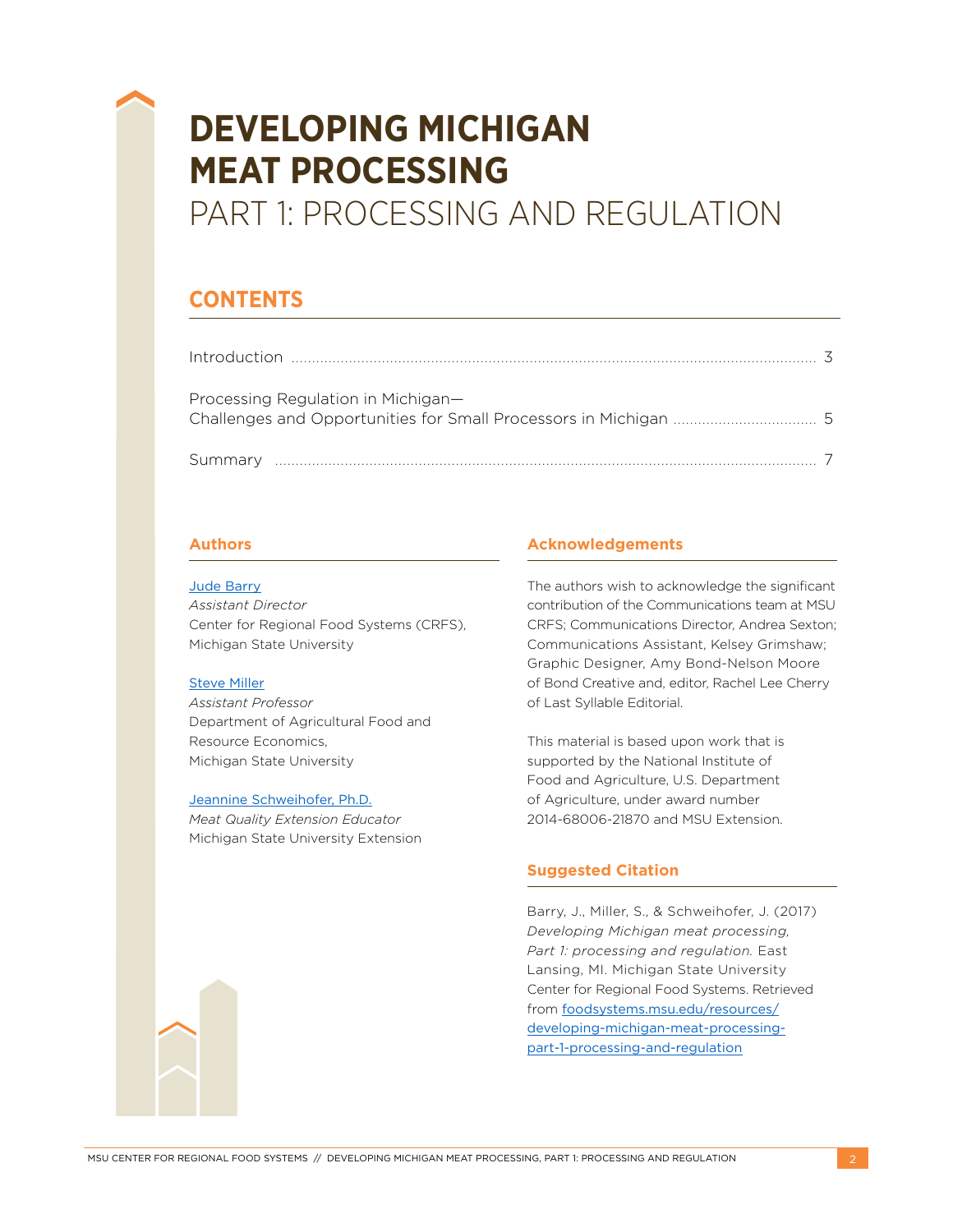# DEVELOPING MICHIGAN MEAT PROCESSING

## PART 1: PROCESSING AND REGULATION

## CONTENTS

Introduction .......... 3

Processing Regulation in Michigan—
Challenges and Opportunities for Small Processors in Michigan .......... 5

Summary .......... 7

### Authors

[Jude Barry](#)
*Assistant Director*
Center for Regional Food Systems (CRFS), Michigan State University

[Steve Miller](#)
*Assistant Professor*
Department of Agricultural Food and Resource Economics, Michigan State University

[Jeannine Schweihofer, Ph.D.](#)
*Meat Quality Extension Educator*
Michigan State University Extension

### Acknowledgements

The authors wish to acknowledge the significant contribution of the Communications team at MSU CRFS; Communications Director, Andrea Sexton; Communications Assistant, Kelsey Grimshaw; Graphic Designer, Amy Bond-Nelson Moore of Bond Creative and, editor, Rachel Lee Cherry of Last Syllable Editorial.

This material is based upon work that is supported by the National Institute of Food and Agriculture, U.S. Department of Agriculture, under award number 2014-68006-21870 and MSU Extension.

### Suggested Citation

Barry, J., Miller, S., & Schweihofer, J. (2017) *Developing Michigan meat processing, Part 1: processing and regulation.* East Lansing, MI. Michigan State University Center for Regional Food Systems. Retrieved from [foodsystems.msu.edu/resources/developing-michigan-meat-processing-part-1-processing-and-regulation](foodsystems.msu.edu/resources/developing-michigan-meat-processing-part-1-processing-and-regulation)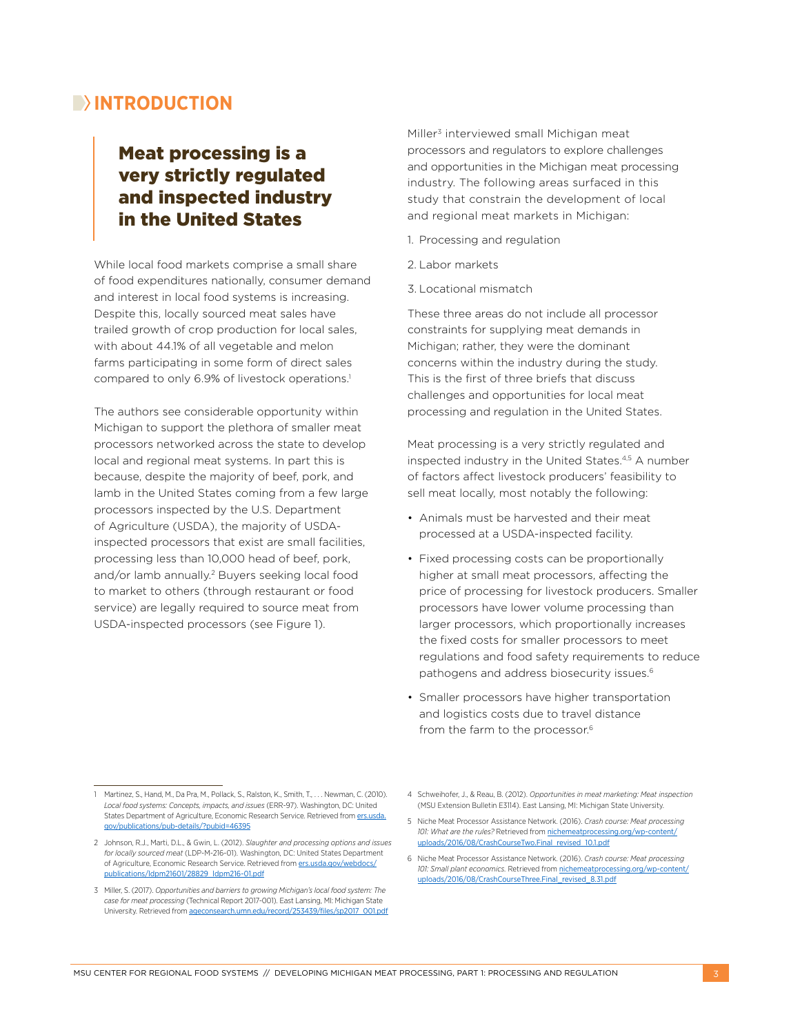# INTRODUCTION

## Meat processing is a very strictly regulated and inspected industry in the United States

While local food markets comprise a small share of food expenditures nationally, consumer demand and interest in local food systems is increasing. Despite this, locally sourced meat sales have trailed growth of crop production for local sales, with about 44.1% of all vegetable and melon farms participating in some form of direct sales compared to only 6.9% of livestock operations.[1]

The authors see considerable opportunity within Michigan to support the plethora of smaller meat processors networked across the state to develop local and regional meat systems. In part this is because, despite the majority of beef, pork, and lamb in the United States coming from a few large processors inspected by the U.S. Department of Agriculture (USDA), the majority of USDA-inspected processors that exist are small facilities, processing less than 10,000 head of beef, pork, and/or lamb annually.[2] Buyers seeking local food to market to others (through restaurant or food service) are legally required to source meat from USDA-inspected processors (see Figure 1).

Miller[3] interviewed small Michigan meat processors and regulators to explore challenges and opportunities in the Michigan meat processing industry. The following areas surfaced in this study that constrain the development of local and regional meat markets in Michigan:

1. Processing and regulation
2. Labor markets
3. Locational mismatch

These three areas do not include all processor constraints for supplying meat demands in Michigan; rather, they were the dominant concerns within the industry during the study. This is the first of three briefs that discuss challenges and opportunities for local meat processing and regulation in the United States.

Meat processing is a very strictly regulated and inspected industry in the United States.[4,5] A number of factors affect livestock producers' feasibility to sell meat locally, most notably the following:

- Animals must be harvested and their meat processed at a USDA-inspected facility.
- Fixed processing costs can be proportionally higher at small meat processors, affecting the price of processing for livestock producers. Smaller processors have lower volume processing than larger processors, which proportionally increases the fixed costs for smaller processors to meet regulations and food safety requirements to reduce pathogens and address biosecurity issues.[6]
- Smaller processors have higher transportation and logistics costs due to travel distance from the farm to the processor.[6]

---

1 Martinez, S., Hand, M., Da Pra, M., Pollack, S., Ralston, K., Smith, T., . . . Newman, C. (2010). *Local food systems: Concepts, impacts, and issues* (ERR-97). Washington, DC: United States Department of Agriculture, Economic Research Service. Retrieved from ers.usda.gov/publications/pub-details/?pubid=46395

2 Johnson, R.J., Marti, D.L., & Gwin, L. (2012). *Slaughter and processing options and issues for locally sourced meat* (LDP-M-216-01). Washington, DC: United States Department of Agriculture, Economic Research Service. Retrieved from ers.usda.gov/webdocs/publications/ldpm21601/28829_ldpm216-01.pdf

3 Miller, S. (2017). *Opportunities and barriers to growing Michigan's local food system: The case for meat processing* (Technical Report 2017-001). East Lansing, MI: Michigan State University. Retrieved from ageconsearch.umn.edu/record/253439/files/sp2017_001.pdf

4 Schweihofer, J., & Reau, B. (2012). *Opportunities in meat marketing: Meat inspection* (MSU Extension Bulletin E3114). East Lansing, MI: Michigan State University.

5 Niche Meat Processor Assistance Network. (2016). *Crash course: Meat processing 101: What are the rules?* Retrieved from nichemeatprocessing.org/wp-content/uploads/2016/08/CrashCourseTwo.Final_revised_10.1.pdf

6 Niche Meat Processor Assistance Network. (2016). *Crash course: Meat processing 101: Small plant economics.* Retrieved from nichemeatprocessing.org/wp-content/uploads/2016/08/CrashCourseThree.Final_revised_8.31.pdf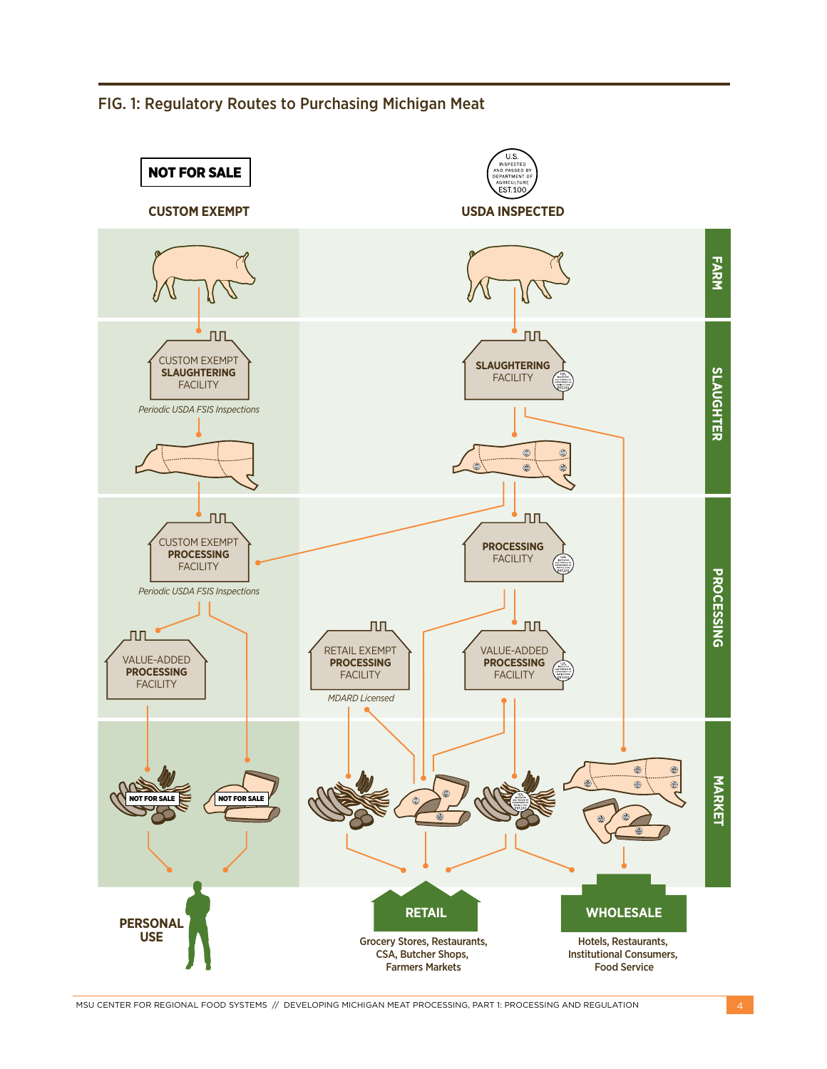## FIG. 1: Regulatory Routes to Purchasing Michigan Meat

**NOT FOR SALE**

**CUSTOM EXEMPT**

U.S. INSPECTED AND PASSED BY DEPARTMENT OF AGRICULTURE EST.100

**USDA INSPECTED**

**FARM**

**SLAUGHTER**

CUSTOM EXEMPT **SLAUGHTERING** FACILITY

*Periodic USDA FSIS Inspections*

**SLAUGHTERING** FACILITY

**PROCESSING**

CUSTOM EXEMPT **PROCESSING** FACILITY

*Periodic USDA FSIS Inspections*

**PROCESSING** FACILITY

VALUE-ADDED **PROCESSING** FACILITY

RETAIL EXEMPT **PROCESSING** FACILITY

*MDARD Licensed*

VALUE-ADDED **PROCESSING** FACILITY

**MARKET**

NOT FOR SALE

NOT FOR SALE

**PERSONAL USE**

**RETAIL**

Grocery Stores, Restaurants, CSA, Butcher Shops, Farmers Markets

**WHOLESALE**

Hotels, Restaurants, Institutional Consumers, Food Service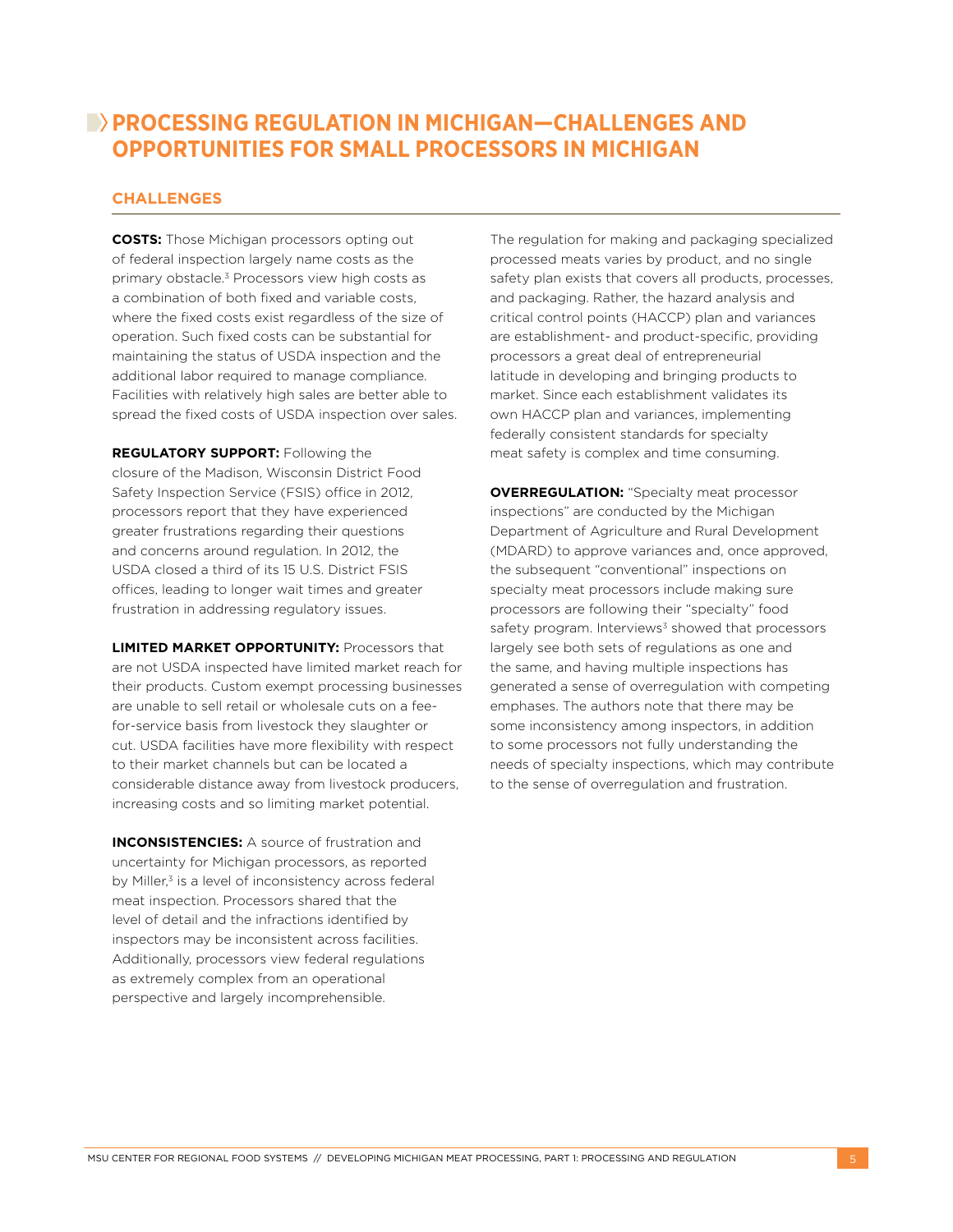## PROCESSING REGULATION IN MICHIGAN—CHALLENGES AND OPPORTUNITIES FOR SMALL PROCESSORS IN MICHIGAN

### CHALLENGES

**COSTS:** Those Michigan processors opting out of federal inspection largely name costs as the primary obstacle.[3] Processors view high costs as a combination of both fixed and variable costs, where the fixed costs exist regardless of the size of operation. Such fixed costs can be substantial for maintaining the status of USDA inspection and the additional labor required to manage compliance. Facilities with relatively high sales are better able to spread the fixed costs of USDA inspection over sales.

**REGULATORY SUPPORT:** Following the closure of the Madison, Wisconsin District Food Safety Inspection Service (FSIS) office in 2012, processors report that they have experienced greater frustrations regarding their questions and concerns around regulation. In 2012, the USDA closed a third of its 15 U.S. District FSIS offices, leading to longer wait times and greater frustration in addressing regulatory issues.

**LIMITED MARKET OPPORTUNITY:** Processors that are not USDA inspected have limited market reach for their products. Custom exempt processing businesses are unable to sell retail or wholesale cuts on a fee-for-service basis from livestock they slaughter or cut. USDA facilities have more flexibility with respect to their market channels but can be located a considerable distance away from livestock producers, increasing costs and so limiting market potential.

**INCONSISTENCIES:** A source of frustration and uncertainty for Michigan processors, as reported by Miller,[3] is a level of inconsistency across federal meat inspection. Processors shared that the level of detail and the infractions identified by inspectors may be inconsistent across facilities. Additionally, processors view federal regulations as extremely complex from an operational perspective and largely incomprehensible.

The regulation for making and packaging specialized processed meats varies by product, and no single safety plan exists that covers all products, processes, and packaging. Rather, the hazard analysis and critical control points (HACCP) plan and variances are establishment- and product-specific, providing processors a great deal of entrepreneurial latitude in developing and bringing products to market. Since each establishment validates its own HACCP plan and variances, implementing federally consistent standards for specialty meat safety is complex and time consuming.

**OVERREGULATION:** "Specialty meat processor inspections" are conducted by the Michigan Department of Agriculture and Rural Development (MDARD) to approve variances and, once approved, the subsequent "conventional" inspections on specialty meat processors include making sure processors are following their "specialty" food safety program. Interviews[3] showed that processors largely see both sets of regulations as one and the same, and having multiple inspections has generated a sense of overregulation with competing emphases. The authors note that there may be some inconsistency among inspectors, in addition to some processors not fully understanding the needs of specialty inspections, which may contribute to the sense of overregulation and frustration.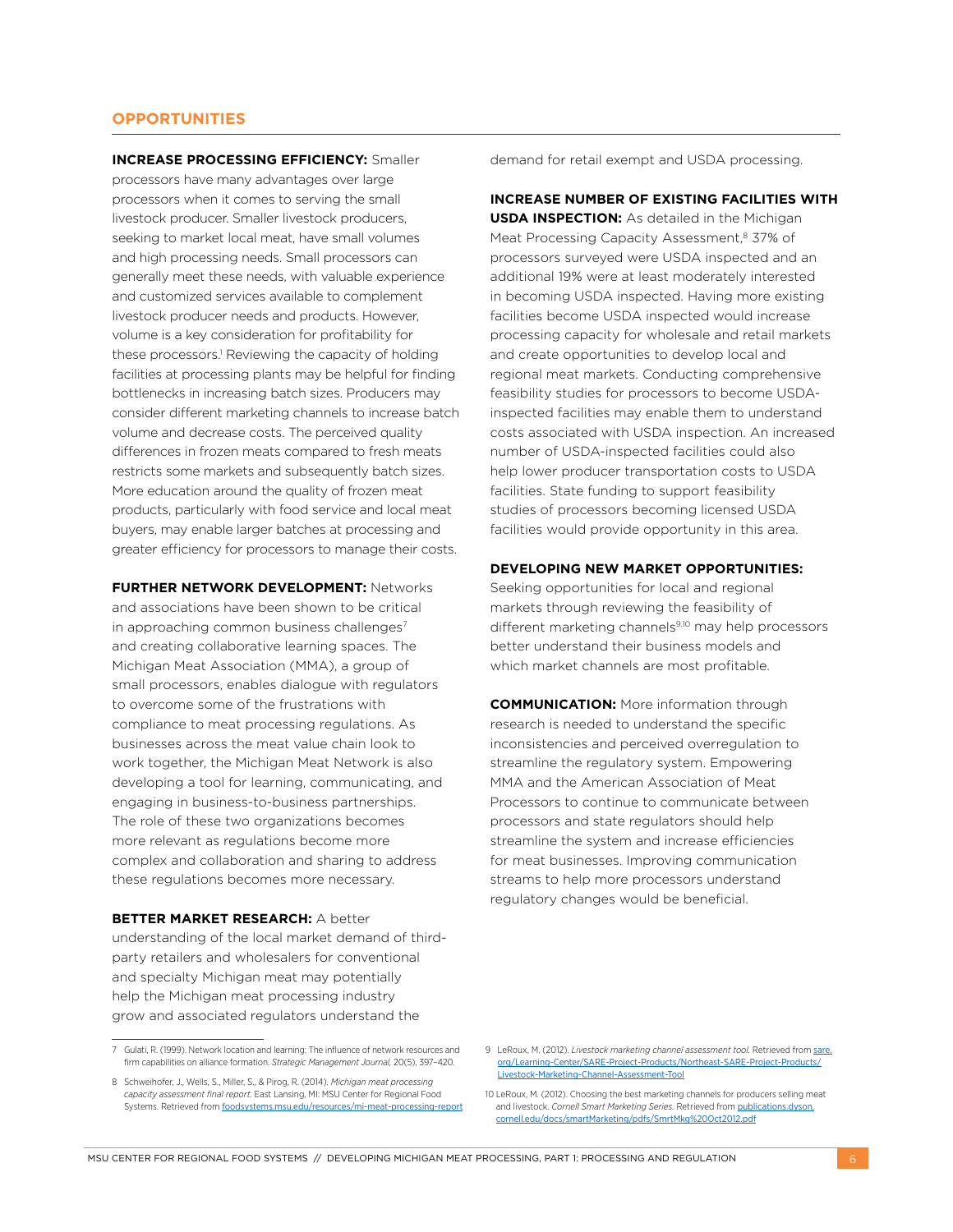## OPPORTUNITIES

**INCREASE PROCESSING EFFICIENCY:** Smaller processors have many advantages over large processors when it comes to serving the small livestock producer. Smaller livestock producers, seeking to market local meat, have small volumes and high processing needs. Small processors can generally meet these needs, with valuable experience and customized services available to complement livestock producer needs and products. However, volume is a key consideration for profitability for these processors.[1] Reviewing the capacity of holding facilities at processing plants may be helpful for finding bottlenecks in increasing batch sizes. Producers may consider different marketing channels to increase batch volume and decrease costs. The perceived quality differences in frozen meats compared to fresh meats restricts some markets and subsequently batch sizes. More education around the quality of frozen meat products, particularly with food service and local meat buyers, may enable larger batches at processing and greater efficiency for processors to manage their costs.

**FURTHER NETWORK DEVELOPMENT:** Networks and associations have been shown to be critical in approaching common business challenges[7] and creating collaborative learning spaces. The Michigan Meat Association (MMA), a group of small processors, enables dialogue with regulators to overcome some of the frustrations with compliance to meat processing regulations. As businesses across the meat value chain look to work together, the Michigan Meat Network is also developing a tool for learning, communicating, and engaging in business-to-business partnerships. The role of these two organizations becomes more relevant as regulations become more complex and collaboration and sharing to address these regulations becomes more necessary.

**BETTER MARKET RESEARCH:** A better understanding of the local market demand of third-party retailers and wholesalers for conventional and specialty Michigan meat may potentially help the Michigan meat processing industry grow and associated regulators understand the demand for retail exempt and USDA processing.

**INCREASE NUMBER OF EXISTING FACILITIES WITH USDA INSPECTION:** As detailed in the Michigan Meat Processing Capacity Assessment,[8] 37% of processors surveyed were USDA inspected and an additional 19% were at least moderately interested in becoming USDA inspected. Having more existing facilities become USDA inspected would increase processing capacity for wholesale and retail markets and create opportunities to develop local and regional meat markets. Conducting comprehensive feasibility studies for processors to become USDA-inspected facilities may enable them to understand costs associated with USDA inspection. An increased number of USDA-inspected facilities could also help lower producer transportation costs to USDA facilities. State funding to support feasibility studies of processors becoming licensed USDA facilities would provide opportunity in this area.

**DEVELOPING NEW MARKET OPPORTUNITIES:** Seeking opportunities for local and regional markets through reviewing the feasibility of different marketing channels[9,10] may help processors better understand their business models and which market channels are most profitable.

**COMMUNICATION:** More information through research is needed to understand the specific inconsistencies and perceived overregulation to streamline the regulatory system. Empowering MMA and the American Association of Meat Processors to continue to communicate between processors and state regulators should help streamline the system and increase efficiencies for meat businesses. Improving communication streams to help more processors understand regulatory changes would be beneficial.

---

7 Gulati, R. (1999). Network location and learning: The influence of network resources and firm capabilities on alliance formation. *Strategic Management Journal,* 20(5), 397–420.

8 Schweihofer, J., Wells, S., Miller, S., & Pirog, R. (2014). *Michigan meat processing capacity assessment final report.* East Lansing, MI: MSU Center for Regional Food Systems. Retrieved from foodsystems.msu.edu/resources/mi-meat-processing-report

9 LeRoux, M. (2012). *Livestock marketing channel assessment tool.* Retrieved from sare.org/Learning-Center/SARE-Project-Products/Northeast-SARE-Project-Products/Livestock-Marketing-Channel-Assessment-Tool

10 LeRoux, M. (2012). Choosing the best marketing channels for producers selling meat and livestock. *Cornell Smart Marketing Series.* Retrieved from publications.dyson.cornell.edu/docs/smartMarketing/pdfs/SmrtMkg%20Oct2012.pdf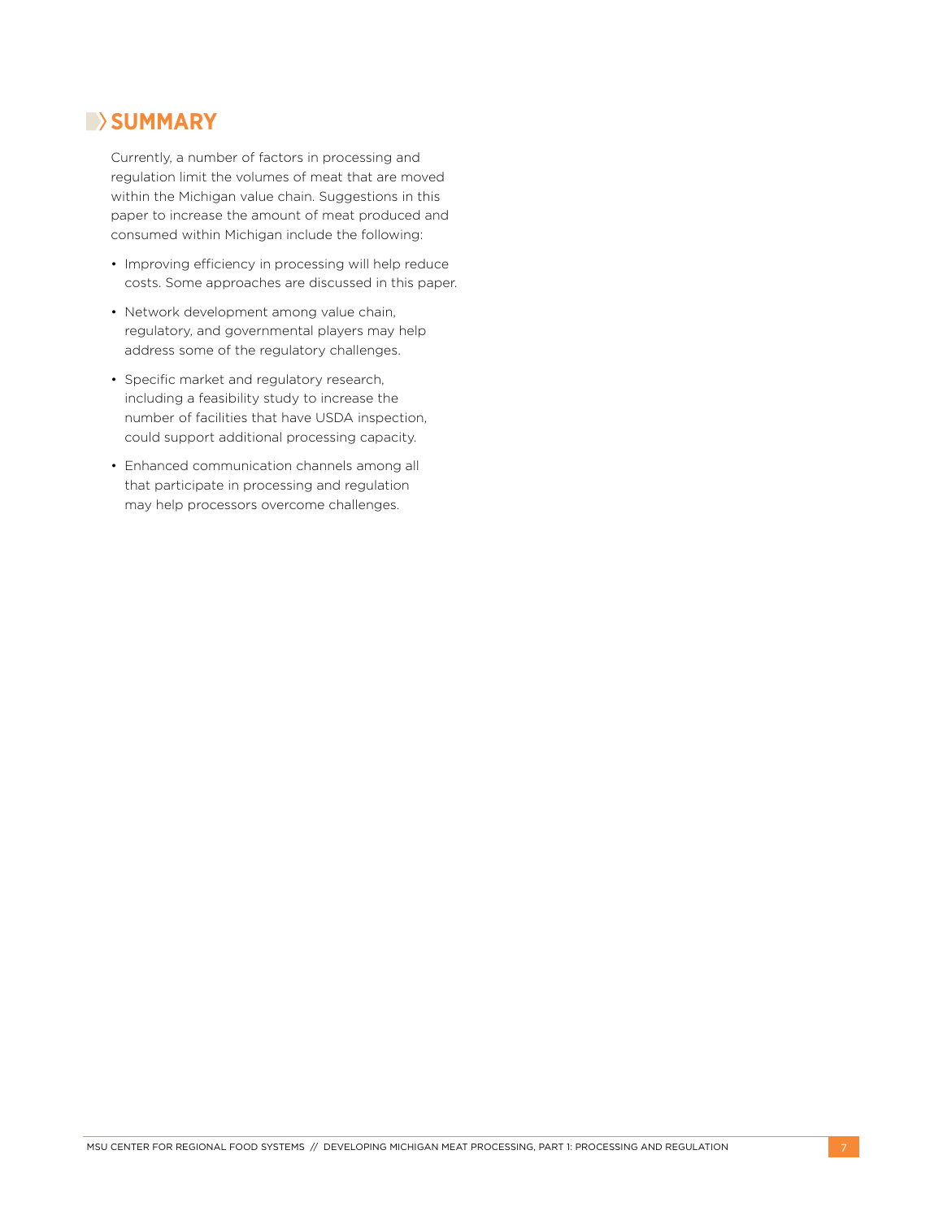## SUMMARY

Currently, a number of factors in processing and regulation limit the volumes of meat that are moved within the Michigan value chain. Suggestions in this paper to increase the amount of meat produced and consumed within Michigan include the following:

- Improving efficiency in processing will help reduce costs. Some approaches are discussed in this paper.
- Network development among value chain, regulatory, and governmental players may help address some of the regulatory challenges.
- Specific market and regulatory research, including a feasibility study to increase the number of facilities that have USDA inspection, could support additional processing capacity.
- Enhanced communication channels among all that participate in processing and regulation may help processors overcome challenges.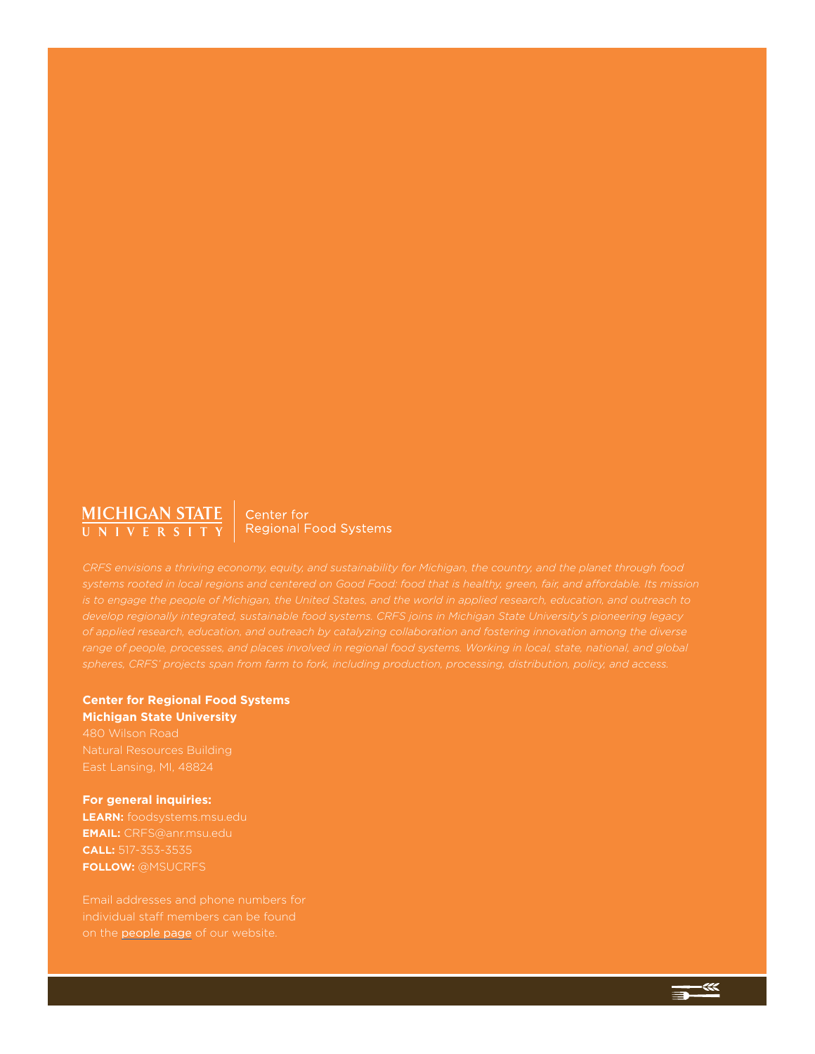MICHIGAN STATE UNIVERSITY | Center for Regional Food Systems

*CRFS envisions a thriving economy, equity, and sustainability for Michigan, the country, and the planet through food systems rooted in local regions and centered on Good Food: food that is healthy, green, fair, and affordable. Its mission is to engage the people of Michigan, the United States, and the world in applied research, education, and outreach to develop regionally integrated, sustainable food systems. CRFS joins in Michigan State University's pioneering legacy of applied research, education, and outreach by catalyzing collaboration and fostering innovation among the diverse range of people, processes, and places involved in regional food systems. Working in local, state, national, and global spheres, CRFS' projects span from farm to fork, including production, processing, distribution, policy, and access.*

**Center for Regional Food Systems**
**Michigan State University**
480 Wilson Road
Natural Resources Building
East Lansing, MI, 48824

**For general inquiries:**
**LEARN:** foodsystems.msu.edu
**EMAIL:** CRFS@anr.msu.edu
**CALL:** 517-353-3535
**FOLLOW:** @MSUCRFS

Email addresses and phone numbers for individual staff members can be found on the people page of our website.